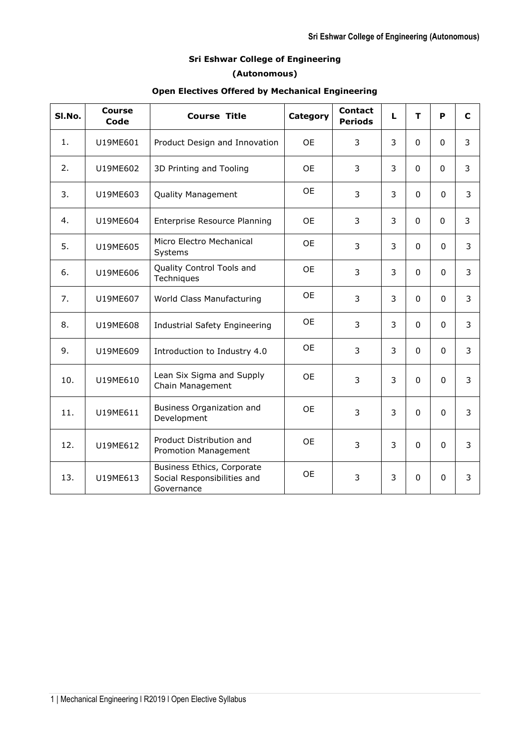# Sri Eshwar College of Engineering

## (Autonomous)

### Open Electives Offered by Mechanical Engineering

| Sl.No. | Course Code | Course Title | Category | Contact Periods | L | T | P | C |
|---|---|---|---|---|---|---|---|---|
| 1. | U19ME601 | Product Design and Innovation | OE | 3 | 3 | 0 | 0 | 3 |
| 2. | U19ME602 | 3D Printing and Tooling | OE | 3 | 3 | 0 | 0 | 3 |
| 3. | U19ME603 | Quality Management | OE | 3 | 3 | 0 | 0 | 3 |
| 4. | U19ME604 | Enterprise Resource Planning | OE | 3 | 3 | 0 | 0 | 3 |
| 5. | U19ME605 | Micro Electro Mechanical Systems | OE | 3 | 3 | 0 | 0 | 3 |
| 6. | U19ME606 | Quality Control Tools and Techniques | OE | 3 | 3 | 0 | 0 | 3 |
| 7. | U19ME607 | World Class Manufacturing | OE | 3 | 3 | 0 | 0 | 3 |
| 8. | U19ME608 | Industrial Safety Engineering | OE | 3 | 3 | 0 | 0 | 3 |
| 9. | U19ME609 | Introduction to Industry 4.0 | OE | 3 | 3 | 0 | 0 | 3 |
| 10. | U19ME610 | Lean Six Sigma and Supply Chain Management | OE | 3 | 3 | 0 | 0 | 3 |
| 11. | U19ME611 | Business Organization and Development | OE | 3 | 3 | 0 | 0 | 3 |
| 12. | U19ME612 | Product Distribution and Promotion Management | OE | 3 | 3 | 0 | 0 | 3 |
| 13. | U19ME613 | Business Ethics, Corporate Social Responsibilities and Governance | OE | 3 | 3 | 0 | 0 | 3 |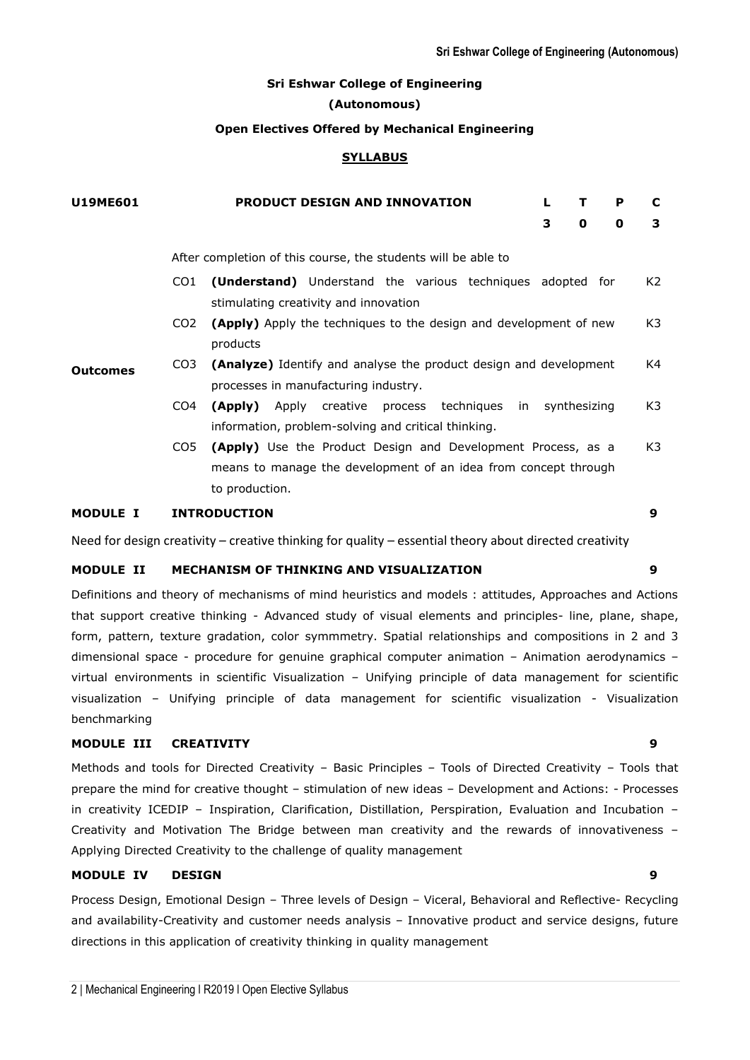**Sri Eshwar College of Engineering**

**(Autonomous)**

**Open Electives Offered by Mechanical Engineering**

**SYLLABUS**

| **U19ME601** | **PRODUCT DESIGN AND INNOVATION** | **L** | **T** | **P** | **C** |
|---|---|---|---|---|---|
| | | **3** | **0** | **0** | **3** |

After completion of this course, the students will be able to

| | | | |
|---|---|---|---|
| **Outcomes** | CO1 | **(Understand)** Understand the various techniques adopted for stimulating creativity and innovation | K2 |
| | CO2 | **(Apply)** Apply the techniques to the design and development of new products | K3 |
| | CO3 | **(Analyze)** Identify and analyse the product design and development processes in manufacturing industry. | K4 |
| | CO4 | **(Apply)** Apply creative process techniques in synthesizing information, problem-solving and critical thinking. | K3 |
| | CO5 | **(Apply)** Use the Product Design and Development Process, as a means to manage the development of an idea from concept through to production. | K3 |

**MODULE I INTRODUCTION** **9**

Need for design creativity – creative thinking for quality – essential theory about directed creativity

**MODULE II MECHANISM OF THINKING AND VISUALIZATION** **9**

Definitions and theory of mechanisms of mind heuristics and models : attitudes, Approaches and Actions that support creative thinking - Advanced study of visual elements and principles- line, plane, shape, form, pattern, texture gradation, color symmmetry. Spatial relationships and compositions in 2 and 3 dimensional space - procedure for genuine graphical computer animation – Animation aerodynamics – virtual environments in scientific Visualization – Unifying principle of data management for scientific visualization – Unifying principle of data management for scientific visualization - Visualization benchmarking

**MODULE III CREATIVITY** **9**

Methods and tools for Directed Creativity – Basic Principles – Tools of Directed Creativity – Tools that prepare the mind for creative thought – stimulation of new ideas – Development and Actions: - Processes in creativity ICEDIP – Inspiration, Clarification, Distillation, Perspiration, Evaluation and Incubation – Creativity and Motivation The Bridge between man creativity and the rewards of innovativeness – Applying Directed Creativity to the challenge of quality management

**MODULE IV DESIGN** **9**

Process Design, Emotional Design – Three levels of Design – Viceral, Behavioral and Reflective- Recycling and availability-Creativity and customer needs analysis – Innovative product and service designs, future directions in this application of creativity thinking in quality management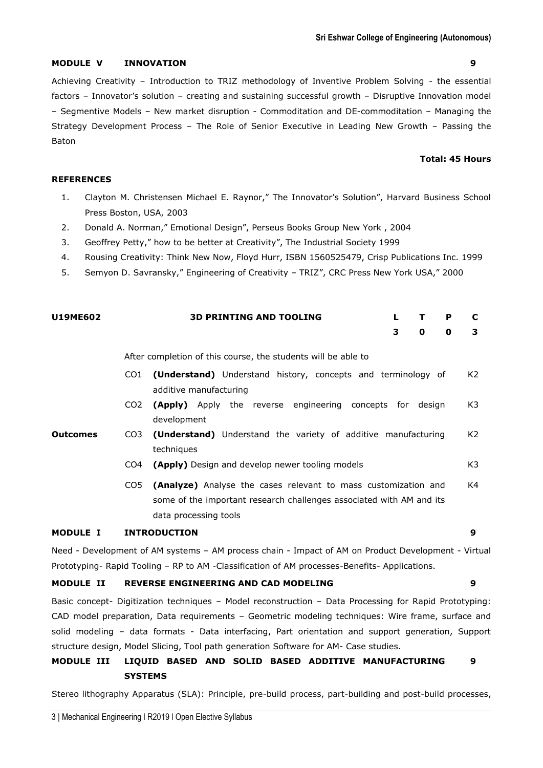### MODULE V INNOVATION 9

Achieving Creativity – Introduction to TRIZ methodology of Inventive Problem Solving - the essential factors – Innovator's solution – creating and sustaining successful growth – Disruptive Innovation model – Segmentive Models – New market disruption - Commoditation and DE-commoditation – Managing the Strategy Development Process – The Role of Senior Executive in Leading New Growth – Passing the Baton

**Total: 45 Hours**

### REFERENCES

1. Clayton M. Christensen Michael E. Raynor," The Innovator's Solution", Harvard Business School Press Boston, USA, 2003
2. Donald A. Norman," Emotional Design", Perseus Books Group New York , 2004
3. Geoffrey Petty," how to be better at Creativity", The Industrial Society 1999
4. Rousing Creativity: Think New Now, Floyd Hurr, ISBN 1560525479, Crisp Publications Inc. 1999
5. Semyon D. Savransky," Engineering of Creativity – TRIZ", CRC Press New York USA," 2000

## U19ME602 3D PRINTING AND TOOLING

| L | T | P | C |
|---|---|---|---|
| 3 | 0 | 0 | 3 |

| | | After completion of this course, the students will be able to | |
|---|---|---|---|
| **Outcomes** | CO1 | **(Understand)** Understand history, concepts and terminology of additive manufacturing | K2 |
| | CO2 | **(Apply)** Apply the reverse engineering concepts for design development | K3 |
| | CO3 | **(Understand)** Understand the variety of additive manufacturing techniques | K2 |
| | CO4 | **(Apply)** Design and develop newer tooling models | K3 |
| | CO5 | **(Analyze)** Analyse the cases relevant to mass customization and some of the important research challenges associated with AM and its data processing tools | K4 |

### MODULE I INTRODUCTION 9

Need - Development of AM systems – AM process chain - Impact of AM on Product Development - Virtual Prototyping- Rapid Tooling – RP to AM -Classification of AM processes-Benefits- Applications.

### MODULE II REVERSE ENGINEERING AND CAD MODELING 9

Basic concept- Digitization techniques – Model reconstruction – Data Processing for Rapid Prototyping: CAD model preparation, Data requirements – Geometric modeling techniques: Wire frame, surface and solid modeling – data formats - Data interfacing, Part orientation and support generation, Support structure design, Model Slicing, Tool path generation Software for AM- Case studies.

### MODULE III LIQUID BASED AND SOLID BASED ADDITIVE MANUFACTURING SYSTEMS 9

Stereo lithography Apparatus (SLA): Principle, pre-build process, part-building and post-build processes,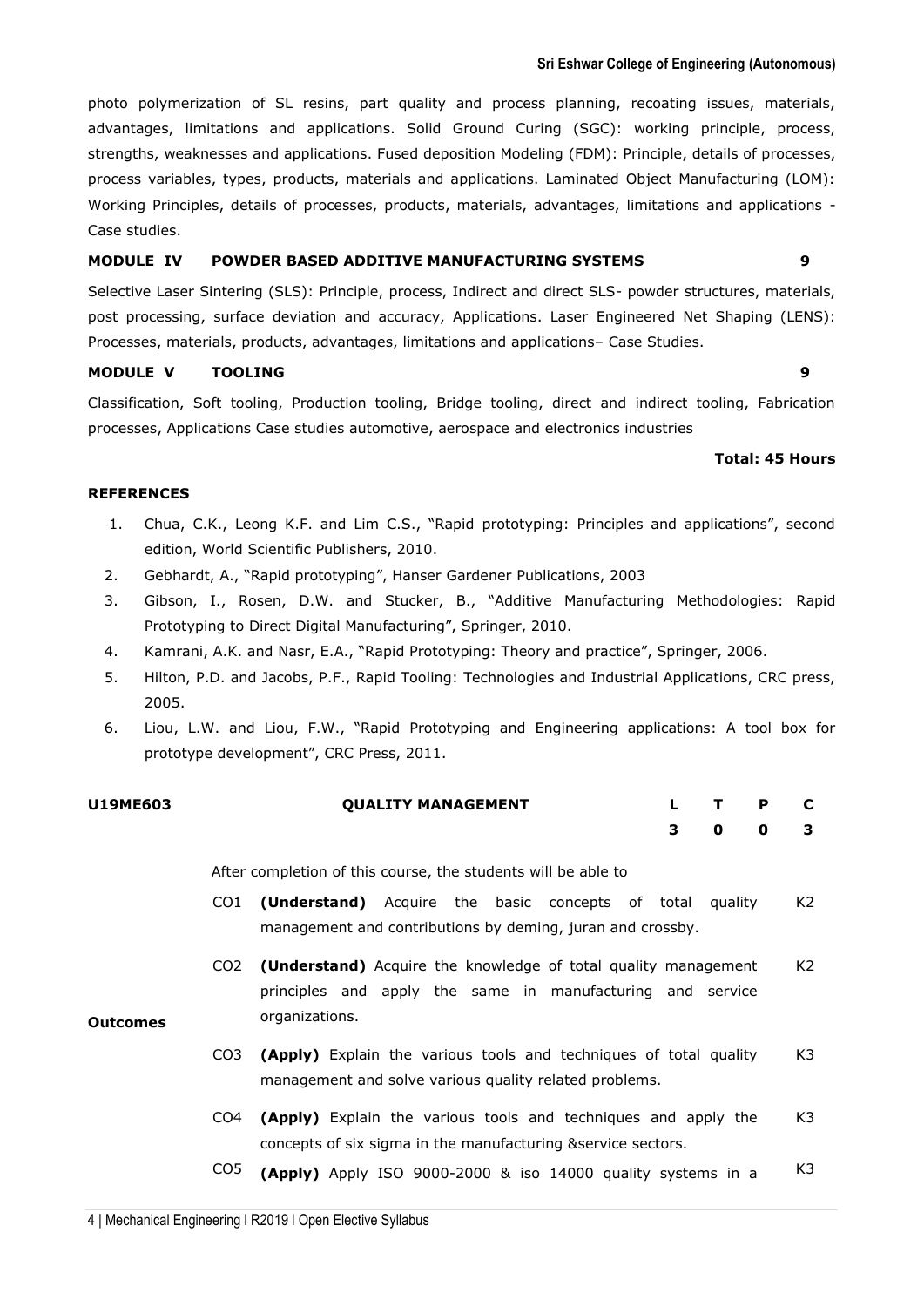photo polymerization of SL resins, part quality and process planning, recoating issues, materials, advantages, limitations and applications. Solid Ground Curing (SGC): working principle, process, strengths, weaknesses and applications. Fused deposition Modeling (FDM): Principle, details of processes, process variables, types, products, materials and applications. Laminated Object Manufacturing (LOM): Working Principles, details of processes, products, materials, advantages, limitations and applications - Case studies.

**MODULE IV POWDER BASED ADDITIVE MANUFACTURING SYSTEMS 9**

Selective Laser Sintering (SLS): Principle, process, Indirect and direct SLS- powder structures, materials, post processing, surface deviation and accuracy, Applications. Laser Engineered Net Shaping (LENS): Processes, materials, products, advantages, limitations and applications– Case Studies.

**MODULE V TOOLING 9**

Classification, Soft tooling, Production tooling, Bridge tooling, direct and indirect tooling, Fabrication processes, Applications Case studies automotive, aerospace and electronics industries

**Total: 45 Hours**

**REFERENCES**

1. Chua, C.K., Leong K.F. and Lim C.S., "Rapid prototyping: Principles and applications", second edition, World Scientific Publishers, 2010.
2. Gebhardt, A., "Rapid prototyping", Hanser Gardener Publications, 2003
3. Gibson, I., Rosen, D.W. and Stucker, B., "Additive Manufacturing Methodologies: Rapid Prototyping to Direct Digital Manufacturing", Springer, 2010.
4. Kamrani, A.K. and Nasr, E.A., "Rapid Prototyping: Theory and practice", Springer, 2006.
5. Hilton, P.D. and Jacobs, P.F., Rapid Tooling: Technologies and Industrial Applications, CRC press, 2005.
6. Liou, L.W. and Liou, F.W., "Rapid Prototyping and Engineering applications: A tool box for prototype development", CRC Press, 2011.

| **U19ME603** | **QUALITY MANAGEMENT** | **L** | **T** | **P** | **C** |
|---|---|---|---|---|---|
| | | **3** | **0** | **0** | **3** |

After completion of this course, the students will be able to

| | | | |
|---|---|---|---|
| **Outcomes** | CO1 | **(Understand)** Acquire the basic concepts of total quality management and contributions by deming, juran and crossby. | K2 |
| | CO2 | **(Understand)** Acquire the knowledge of total quality management principles and apply the same in manufacturing and service organizations. | K2 |
| | CO3 | **(Apply)** Explain the various tools and techniques of total quality management and solve various quality related problems. | K3 |
| | CO4 | **(Apply)** Explain the various tools and techniques and apply the concepts of six sigma in the manufacturing &service sectors. | K3 |
| | CO5 | **(Apply)** Apply ISO 9000-2000 & iso 14000 quality systems in a | K3 |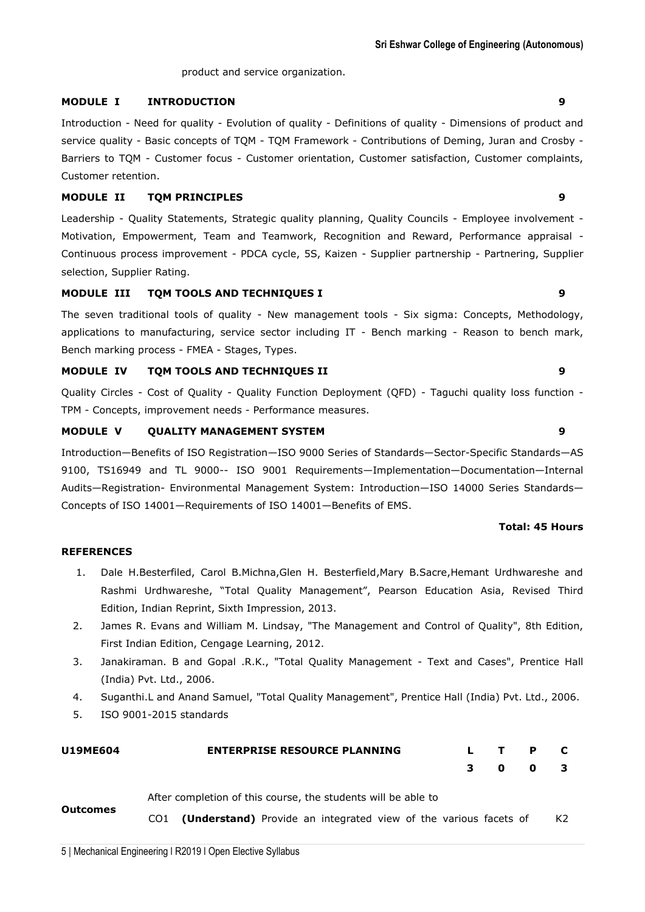product and service organization.

**MODULE I INTRODUCTION** **9**

Introduction - Need for quality - Evolution of quality - Definitions of quality - Dimensions of product and service quality - Basic concepts of TQM - TQM Framework - Contributions of Deming, Juran and Crosby - Barriers to TQM - Customer focus - Customer orientation, Customer satisfaction, Customer complaints, Customer retention.

**MODULE II TQM PRINCIPLES** **9**

Leadership - Quality Statements, Strategic quality planning, Quality Councils - Employee involvement - Motivation, Empowerment, Team and Teamwork, Recognition and Reward, Performance appraisal - Continuous process improvement - PDCA cycle, 5S, Kaizen - Supplier partnership - Partnering, Supplier selection, Supplier Rating.

**MODULE III TQM TOOLS AND TECHNIQUES I** **9**

The seven traditional tools of quality - New management tools - Six sigma: Concepts, Methodology, applications to manufacturing, service sector including IT - Bench marking - Reason to bench mark, Bench marking process - FMEA - Stages, Types.

**MODULE IV TQM TOOLS AND TECHNIQUES II** **9**

Quality Circles - Cost of Quality - Quality Function Deployment (QFD) - Taguchi quality loss function - TPM - Concepts, improvement needs - Performance measures.

**MODULE V QUALITY MANAGEMENT SYSTEM** **9**

Introduction—Benefits of ISO Registration—ISO 9000 Series of Standards—Sector-Specific Standards—AS 9100, TS16949 and TL 9000-- ISO 9001 Requirements—Implementation—Documentation—Internal Audits—Registration- Environmental Management System: Introduction—ISO 14000 Series Standards—Concepts of ISO 14001—Requirements of ISO 14001—Benefits of EMS.

**Total: 45 Hours**

**REFERENCES**

1. Dale H.Besterfiled, Carol B.Michna,Glen H. Besterfield,Mary B.Sacre,Hemant Urdhwareshe and Rashmi Urdhwareshe, "Total Quality Management", Pearson Education Asia, Revised Third Edition, Indian Reprint, Sixth Impression, 2013.
2. James R. Evans and William M. Lindsay, "The Management and Control of Quality", 8th Edition, First Indian Edition, Cengage Learning, 2012.
3. Janakiraman. B and Gopal .R.K., "Total Quality Management - Text and Cases", Prentice Hall (India) Pvt. Ltd., 2006.
4. Suganthi.L and Anand Samuel, "Total Quality Management", Prentice Hall (India) Pvt. Ltd., 2006.
5. ISO 9001-2015 standards

| **U19ME604** | **ENTERPRISE RESOURCE PLANNING** | **L** | **T** | **P** | **C** |
|---|---|---|---|---|---|
| | | **3** | **0** | **0** | **3** |

**Outcomes**

After completion of this course, the students will be able to

CO1 **(Understand)** Provide an integrated view of the various facets of K2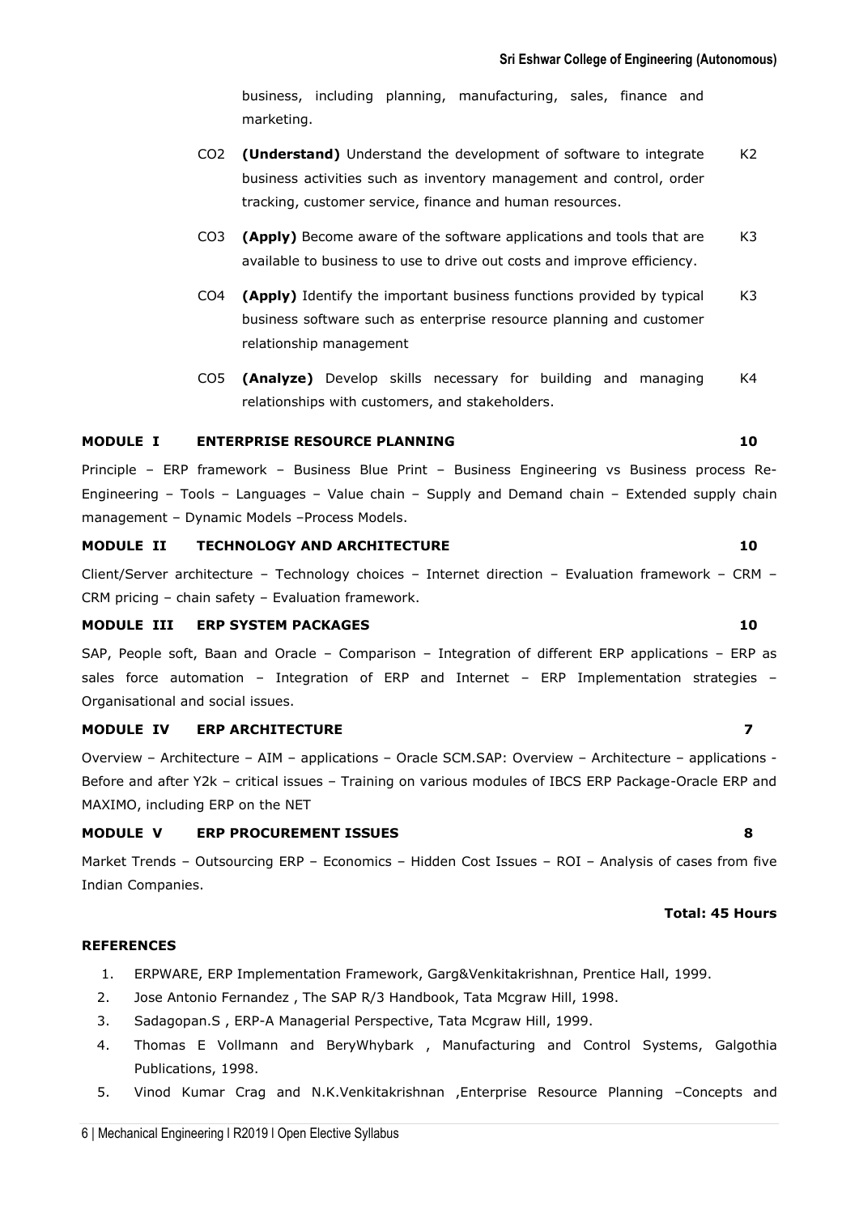business, including planning, manufacturing, sales, finance and marketing.

| | | |
|---|---|---|
| CO2 | **(Understand)** Understand the development of software to integrate business activities such as inventory management and control, order tracking, customer service, finance and human resources. | K2 |
| CO3 | **(Apply)** Become aware of the software applications and tools that are available to business to use to drive out costs and improve efficiency. | K3 |
| CO4 | **(Apply)** Identify the important business functions provided by typical business software such as enterprise resource planning and customer relationship management | K3 |
| CO5 | **(Analyze)** Develop skills necessary for building and managing relationships with customers, and stakeholders. | K4 |

**MODULE I ENTERPRISE RESOURCE PLANNING 10**

Principle – ERP framework – Business Blue Print – Business Engineering vs Business process Re-Engineering – Tools – Languages – Value chain – Supply and Demand chain – Extended supply chain management – Dynamic Models –Process Models.

**MODULE II TECHNOLOGY AND ARCHITECTURE 10**

Client/Server architecture – Technology choices – Internet direction – Evaluation framework – CRM – CRM pricing – chain safety – Evaluation framework.

**MODULE III ERP SYSTEM PACKAGES 10**

SAP, People soft, Baan and Oracle – Comparison – Integration of different ERP applications – ERP as sales force automation – Integration of ERP and Internet – ERP Implementation strategies – Organisational and social issues.

**MODULE IV ERP ARCHITECTURE 7**

Overview – Architecture – AIM – applications – Oracle SCM.SAP: Overview – Architecture – applications - Before and after Y2k – critical issues – Training on various modules of IBCS ERP Package-Oracle ERP and MAXIMO, including ERP on the NET

**MODULE V ERP PROCUREMENT ISSUES 8**

Market Trends – Outsourcing ERP – Economics – Hidden Cost Issues – ROI – Analysis of cases from five Indian Companies.

**Total: 45 Hours**

**REFERENCES**

1. ERPWARE, ERP Implementation Framework, Garg&Venkitakrishnan, Prentice Hall, 1999.
2. Jose Antonio Fernandez , The SAP R/3 Handbook, Tata Mcgraw Hill, 1998.
3. Sadagopan.S , ERP-A Managerial Perspective, Tata Mcgraw Hill, 1999.
4. Thomas E Vollmann and BeryWhybark , Manufacturing and Control Systems, Galgothia Publications, 1998.
5. Vinod Kumar Crag and N.K.Venkitakrishnan ,Enterprise Resource Planning –Concepts and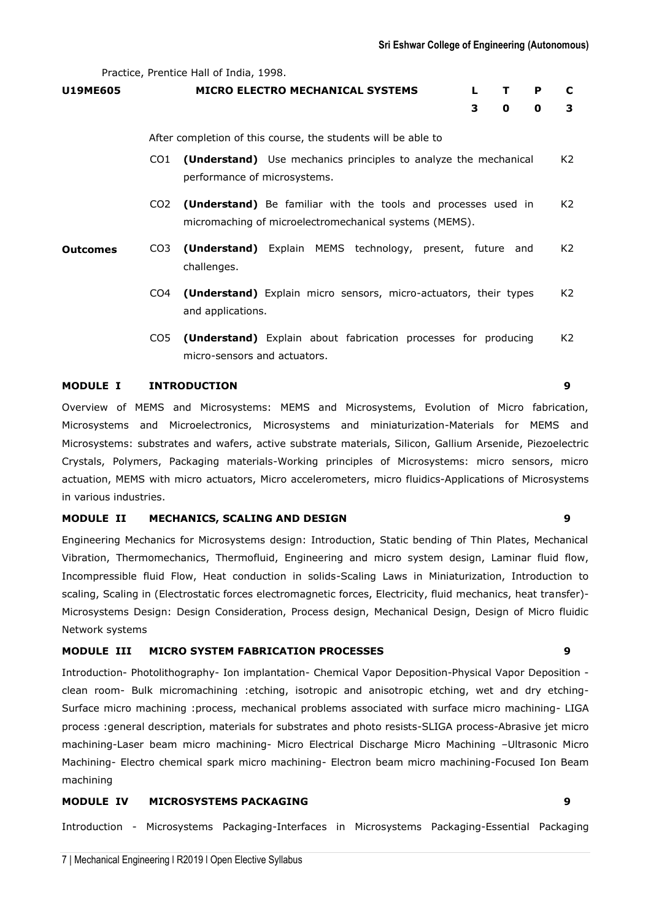Practice, Prentice Hall of India, 1998.

| U19ME605 | MICRO ELECTRO MECHANICAL SYSTEMS | L | T | P | C |
|---|---|---|---|---|---|
| | | 3 | 0 | 0 | 3 |

**Outcomes**

After completion of this course, the students will be able to

| | | |
|---|---|---|
| CO1 | **(Understand)** Use mechanics principles to analyze the mechanical performance of microsystems. | K2 |
| CO2 | **(Understand)** Be familiar with the tools and processes used in micromaching of microelectromechanical systems (MEMS). | K2 |
| CO3 | **(Understand)** Explain MEMS technology, present, future and challenges. | K2 |
| CO4 | **(Understand)** Explain micro sensors, micro-actuators, their types and applications. | K2 |
| CO5 | **(Understand)** Explain about fabrication processes for producing micro-sensors and actuators. | K2 |

### MODULE I INTRODUCTION 9

Overview of MEMS and Microsystems: MEMS and Microsystems, Evolution of Micro fabrication, Microsystems and Microelectronics, Microsystems and miniaturization-Materials for MEMS and Microsystems: substrates and wafers, active substrate materials, Silicon, Gallium Arsenide, Piezoelectric Crystals, Polymers, Packaging materials-Working principles of Microsystems: micro sensors, micro actuation, MEMS with micro actuators, Micro accelerometers, micro fluidics-Applications of Microsystems in various industries.

### MODULE II MECHANICS, SCALING AND DESIGN 9

Engineering Mechanics for Microsystems design: Introduction, Static bending of Thin Plates, Mechanical Vibration, Thermomechanics, Thermofluid, Engineering and micro system design, Laminar fluid flow, Incompressible fluid Flow, Heat conduction in solids-Scaling Laws in Miniaturization, Introduction to scaling, Scaling in (Electrostatic forces electromagnetic forces, Electricity, fluid mechanics, heat transfer)-Microsystems Design: Design Consideration, Process design, Mechanical Design, Design of Micro fluidic Network systems

### MODULE III MICRO SYSTEM FABRICATION PROCESSES 9

Introduction- Photolithography- Ion implantation- Chemical Vapor Deposition-Physical Vapor Deposition -clean room- Bulk micromachining :etching, isotropic and anisotropic etching, wet and dry etching-Surface micro machining :process, mechanical problems associated with surface micro machining- LIGA process :general description, materials for substrates and photo resists-SLIGA process-Abrasive jet micro machining-Laser beam micro machining- Micro Electrical Discharge Micro Machining –Ultrasonic Micro Machining- Electro chemical spark micro machining- Electron beam micro machining-Focused Ion Beam machining

### MODULE IV MICROSYSTEMS PACKAGING 9

Introduction - Microsystems Packaging-Interfaces in Microsystems Packaging-Essential Packaging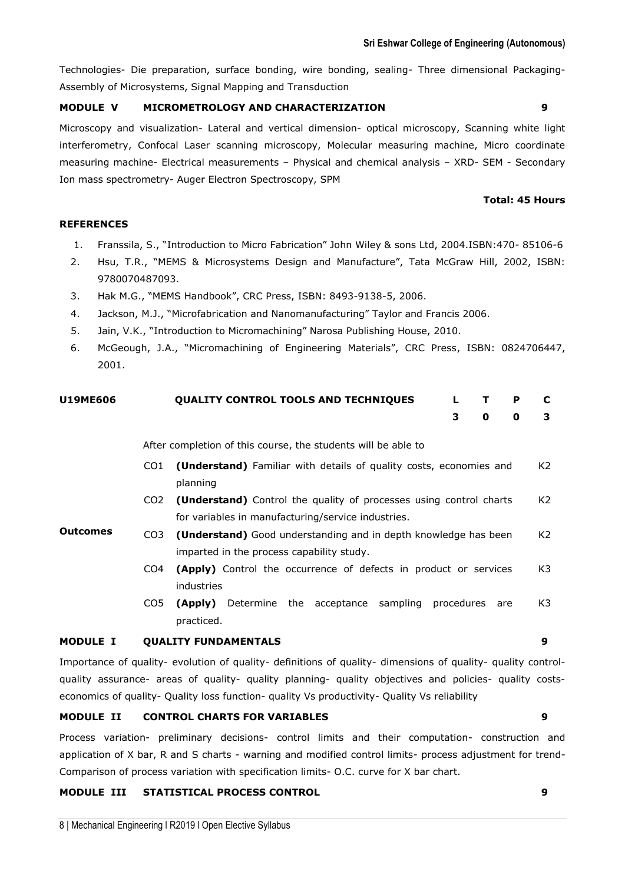Technologies- Die preparation, surface bonding, wire bonding, sealing- Three dimensional Packaging- Assembly of Microsystems, Signal Mapping and Transduction

**MODULE V MICROMETROLOGY AND CHARACTERIZATION 9**

Microscopy and visualization- Lateral and vertical dimension- optical microscopy, Scanning white light interferometry, Confocal Laser scanning microscopy, Molecular measuring machine, Micro coordinate measuring machine- Electrical measurements – Physical and chemical analysis – XRD- SEM - Secondary Ion mass spectrometry- Auger Electron Spectroscopy, SPM

**Total: 45 Hours**

**REFERENCES**

1. Franssila, S., "Introduction to Micro Fabrication" John Wiley & sons Ltd, 2004.ISBN:470- 85106-6
2. Hsu, T.R., "MEMS & Microsystems Design and Manufacture", Tata McGraw Hill, 2002, ISBN: 9780070487093.
3. Hak M.G., "MEMS Handbook", CRC Press, ISBN: 8493-9138-5, 2006.
4. Jackson, M.J., "Microfabrication and Nanomanufacturing" Taylor and Francis 2006.
5. Jain, V.K., "Introduction to Micromachining" Narosa Publishing House, 2010.
6. McGeough, J.A., "Micromachining of Engineering Materials", CRC Press, ISBN: 0824706447, 2001.

| U19ME606 | QUALITY CONTROL TOOLS AND TECHNIQUES | L | T | P | C |
|---|---|---|---|---|---|
| | | 3 | 0 | 0 | 3 |

After completion of this course, the students will be able to

| | | | |
|---|---|---|---|
| **Outcomes** | CO1 | **(Understand)** Familiar with details of quality costs, economies and planning | K2 |
| | CO2 | **(Understand)** Control the quality of processes using control charts for variables in manufacturing/service industries. | K2 |
| | CO3 | **(Understand)** Good understanding and in depth knowledge has been imparted in the process capability study. | K2 |
| | CO4 | **(Apply)** Control the occurrence of defects in product or services industries | K3 |
| | CO5 | **(Apply)** Determine the acceptance sampling procedures are practiced. | K3 |

**MODULE I QUALITY FUNDAMENTALS 9**

Importance of quality- evolution of quality- definitions of quality- dimensions of quality- quality control- quality assurance- areas of quality- quality planning- quality objectives and policies- quality costs- economics of quality- Quality loss function- quality Vs productivity- Quality Vs reliability

**MODULE II CONTROL CHARTS FOR VARIABLES 9**

Process variation- preliminary decisions- control limits and their computation- construction and application of X bar, R and S charts - warning and modified control limits- process adjustment for trend- Comparison of process variation with specification limits- O.C. curve for X bar chart.

**MODULE III STATISTICAL PROCESS CONTROL 9**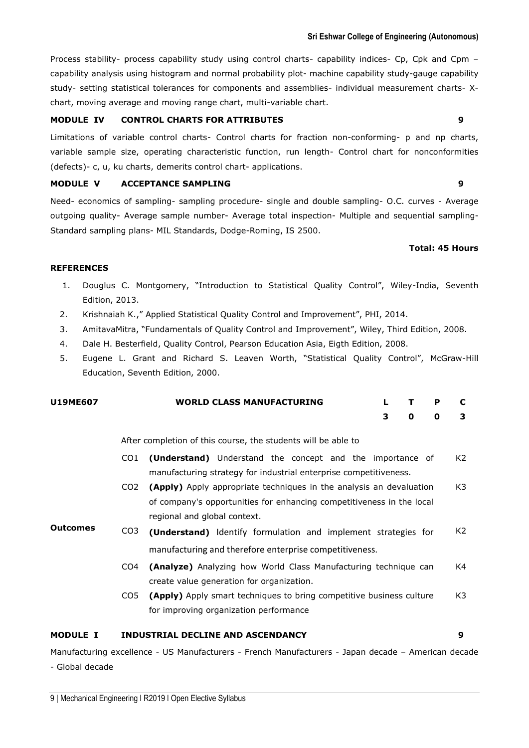Process stability- process capability study using control charts- capability indices- Cp, Cpk and Cpm – capability analysis using histogram and normal probability plot- machine capability study-gauge capability study- setting statistical tolerances for components and assemblies- individual measurement charts- X-chart, moving average and moving range chart, multi-variable chart.

**MODULE IV CONTROL CHARTS FOR ATTRIBUTES 9**

Limitations of variable control charts- Control charts for fraction non-conforming- p and np charts, variable sample size, operating characteristic function, run length- Control chart for nonconformities (defects)- c, u, ku charts, demerits control chart- applications.

**MODULE V ACCEPTANCE SAMPLING 9**

Need- economics of sampling- sampling procedure- single and double sampling- O.C. curves - Average outgoing quality- Average sample number- Average total inspection- Multiple and sequential sampling- Standard sampling plans- MIL Standards, Dodge-Roming, IS 2500.

**Total: 45 Hours**

**REFERENCES**

1. Douglus C. Montgomery, "Introduction to Statistical Quality Control", Wiley-India, Seventh Edition, 2013.
2. Krishnaiah K.," Applied Statistical Quality Control and Improvement", PHI, 2014.
3. AmitavaMitra, "Fundamentals of Quality Control and Improvement", Wiley, Third Edition, 2008.
4. Dale H. Besterfield, Quality Control, Pearson Education Asia, Eigth Edition, 2008.
5. Eugene L. Grant and Richard S. Leaven Worth, "Statistical Quality Control", McGraw-Hill Education, Seventh Edition, 2000.

| **U19ME607** | **WORLD CLASS MANUFACTURING** | **L** | **T** | **P** | **C** |
|---|---|---|---|---|---|
| | | **3** | **0** | **0** | **3** |

| | | After completion of this course, the students will be able to | |
|---|---|---|---|
| **Outcomes** | CO1 | **(Understand)** Understand the concept and the importance of manufacturing strategy for industrial enterprise competitiveness. | K2 |
| | CO2 | **(Apply)** Apply appropriate techniques in the analysis an devaluation of company's opportunities for enhancing competitiveness in the local regional and global context. | K3 |
| | CO3 | **(Understand)** Identify formulation and implement strategies for manufacturing and therefore enterprise competitiveness. | K2 |
| | CO4 | **(Analyze)** Analyzing how World Class Manufacturing technique can create value generation for organization. | K4 |
| | CO5 | **(Apply)** Apply smart techniques to bring competitive business culture for improving organization performance | K3 |

**MODULE I INDUSTRIAL DECLINE AND ASCENDANCY 9**

Manufacturing excellence - US Manufacturers - French Manufacturers - Japan decade – American decade - Global decade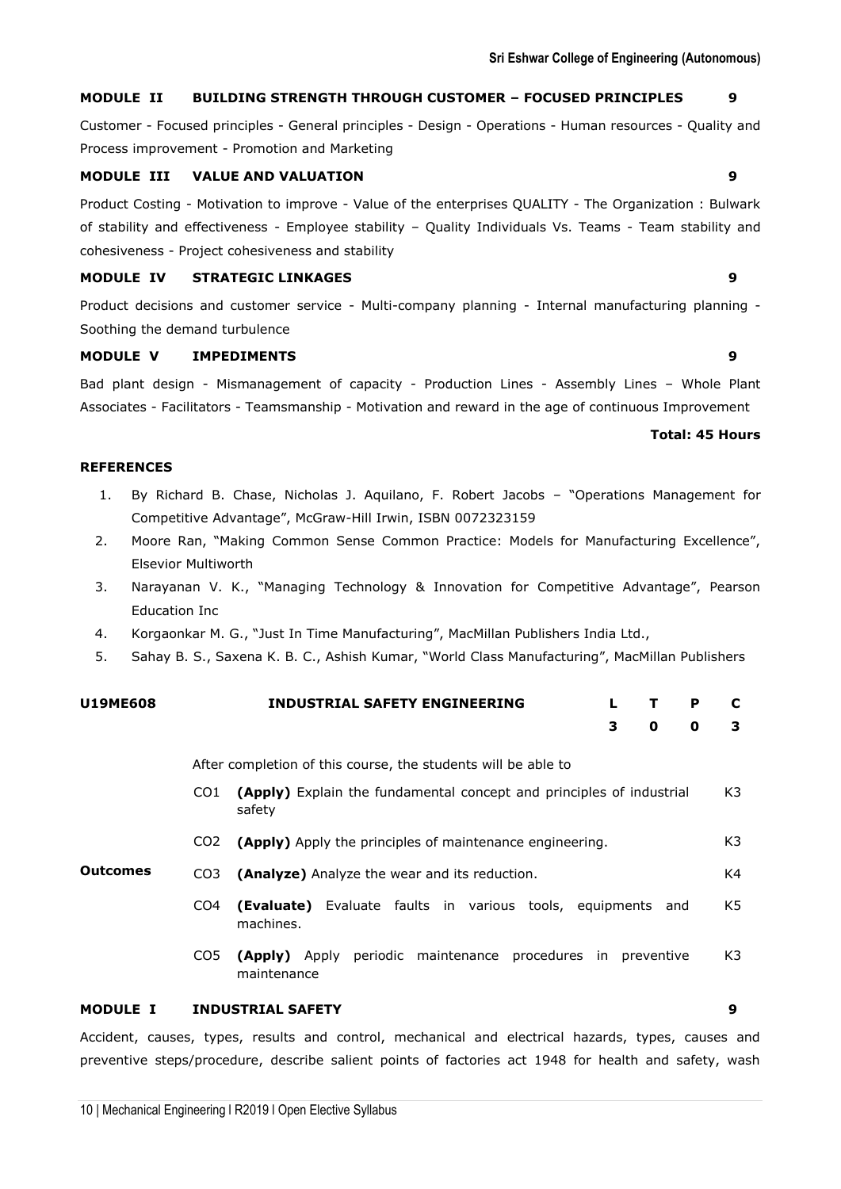### MODULE II BUILDING STRENGTH THROUGH CUSTOMER – FOCUSED PRINCIPLES 9

Customer - Focused principles - General principles - Design - Operations - Human resources - Quality and Process improvement - Promotion and Marketing

### MODULE III VALUE AND VALUATION 9

Product Costing - Motivation to improve - Value of the enterprises QUALITY - The Organization : Bulwark of stability and effectiveness - Employee stability – Quality Individuals Vs. Teams - Team stability and cohesiveness - Project cohesiveness and stability

### MODULE IV STRATEGIC LINKAGES 9

Product decisions and customer service - Multi-company planning - Internal manufacturing planning - Soothing the demand turbulence

### MODULE V IMPEDIMENTS 9

Bad plant design - Mismanagement of capacity - Production Lines - Assembly Lines – Whole Plant Associates - Facilitators - Teamsmanship - Motivation and reward in the age of continuous Improvement

**Total: 45 Hours**

### REFERENCES

1. By Richard B. Chase, Nicholas J. Aquilano, F. Robert Jacobs – "Operations Management for Competitive Advantage", McGraw-Hill Irwin, ISBN 0072323159
2. Moore Ran, "Making Common Sense Common Practice: Models for Manufacturing Excellence", Elsevior Multiworth
3. Narayanan V. K., "Managing Technology & Innovation for Competitive Advantage", Pearson Education Inc
4. Korgaonkar M. G., "Just In Time Manufacturing", MacMillan Publishers India Ltd.,
5. Sahay B. S., Saxena K. B. C., Ashish Kumar, "World Class Manufacturing", MacMillan Publishers

## U19ME608 INDUSTRIAL SAFETY ENGINEERING

| L | T | P | C |
|---|---|---|---|
| 3 | 0 | 0 | 3 |

**Outcomes**

After completion of this course, the students will be able to

| | | |
|---|---|---|
| CO1 | **(Apply)** Explain the fundamental concept and principles of industrial safety | K3 |
| CO2 | **(Apply)** Apply the principles of maintenance engineering. | K3 |
| CO3 | **(Analyze)** Analyze the wear and its reduction. | K4 |
| CO4 | **(Evaluate)** Evaluate faults in various tools, equipments and machines. | K5 |
| CO5 | **(Apply)** Apply periodic maintenance procedures in preventive maintenance | K3 |

### MODULE I INDUSTRIAL SAFETY 9

Accident, causes, types, results and control, mechanical and electrical hazards, types, causes and preventive steps/procedure, describe salient points of factories act 1948 for health and safety, wash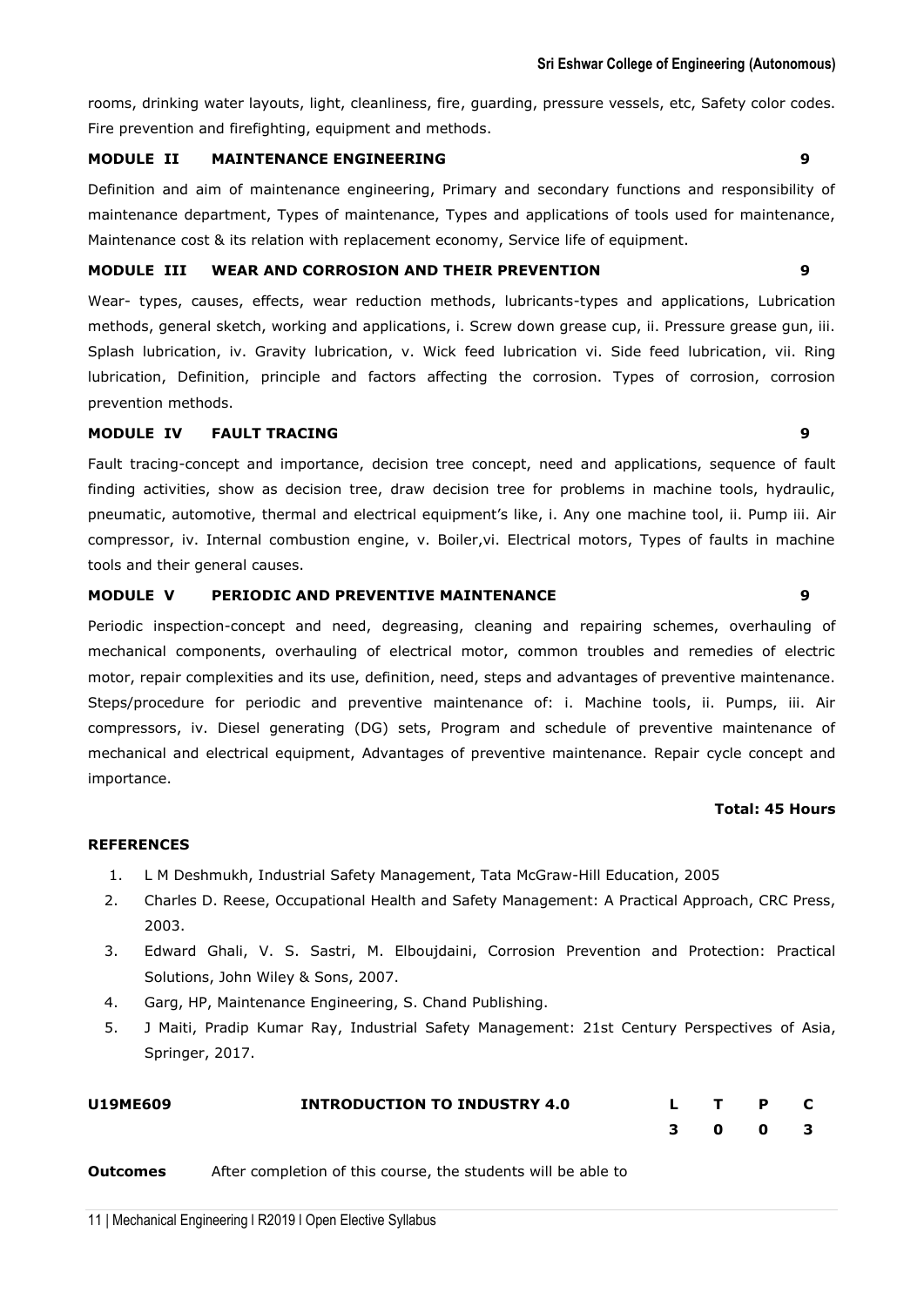rooms, drinking water layouts, light, cleanliness, fire, guarding, pressure vessels, etc, Safety color codes. Fire prevention and firefighting, equipment and methods.

**MODULE II MAINTENANCE ENGINEERING 9**

Definition and aim of maintenance engineering, Primary and secondary functions and responsibility of maintenance department, Types of maintenance, Types and applications of tools used for maintenance, Maintenance cost & its relation with replacement economy, Service life of equipment.

**MODULE III WEAR AND CORROSION AND THEIR PREVENTION 9**

Wear- types, causes, effects, wear reduction methods, lubricants-types and applications, Lubrication methods, general sketch, working and applications, i. Screw down grease cup, ii. Pressure grease gun, iii. Splash lubrication, iv. Gravity lubrication, v. Wick feed lubrication vi. Side feed lubrication, vii. Ring lubrication, Definition, principle and factors affecting the corrosion. Types of corrosion, corrosion prevention methods.

**MODULE IV FAULT TRACING 9**

Fault tracing-concept and importance, decision tree concept, need and applications, sequence of fault finding activities, show as decision tree, draw decision tree for problems in machine tools, hydraulic, pneumatic, automotive, thermal and electrical equipment's like, i. Any one machine tool, ii. Pump iii. Air compressor, iv. Internal combustion engine, v. Boiler,vi. Electrical motors, Types of faults in machine tools and their general causes.

**MODULE V PERIODIC AND PREVENTIVE MAINTENANCE 9**

Periodic inspection-concept and need, degreasing, cleaning and repairing schemes, overhauling of mechanical components, overhauling of electrical motor, common troubles and remedies of electric motor, repair complexities and its use, definition, need, steps and advantages of preventive maintenance. Steps/procedure for periodic and preventive maintenance of: i. Machine tools, ii. Pumps, iii. Air compressors, iv. Diesel generating (DG) sets, Program and schedule of preventive maintenance of mechanical and electrical equipment, Advantages of preventive maintenance. Repair cycle concept and importance.

**Total: 45 Hours**

**REFERENCES**

1. L M Deshmukh, Industrial Safety Management, Tata McGraw-Hill Education, 2005
2. Charles D. Reese, Occupational Health and Safety Management: A Practical Approach, CRC Press, 2003.
3. Edward Ghali, V. S. Sastri, M. Elboujdaini, Corrosion Prevention and Protection: Practical Solutions, John Wiley & Sons, 2007.
4. Garg, HP, Maintenance Engineering, S. Chand Publishing.
5. J Maiti, Pradip Kumar Ray, Industrial Safety Management: 21st Century Perspectives of Asia, Springer, 2017.

| **U19ME609** | **INTRODUCTION TO INDUSTRY 4.0** | **L** | **T** | **P** | **C** |
|---|---|---|---|---|---|
| | | **3** | **0** | **0** | **3** |

**Outcomes** After completion of this course, the students will be able to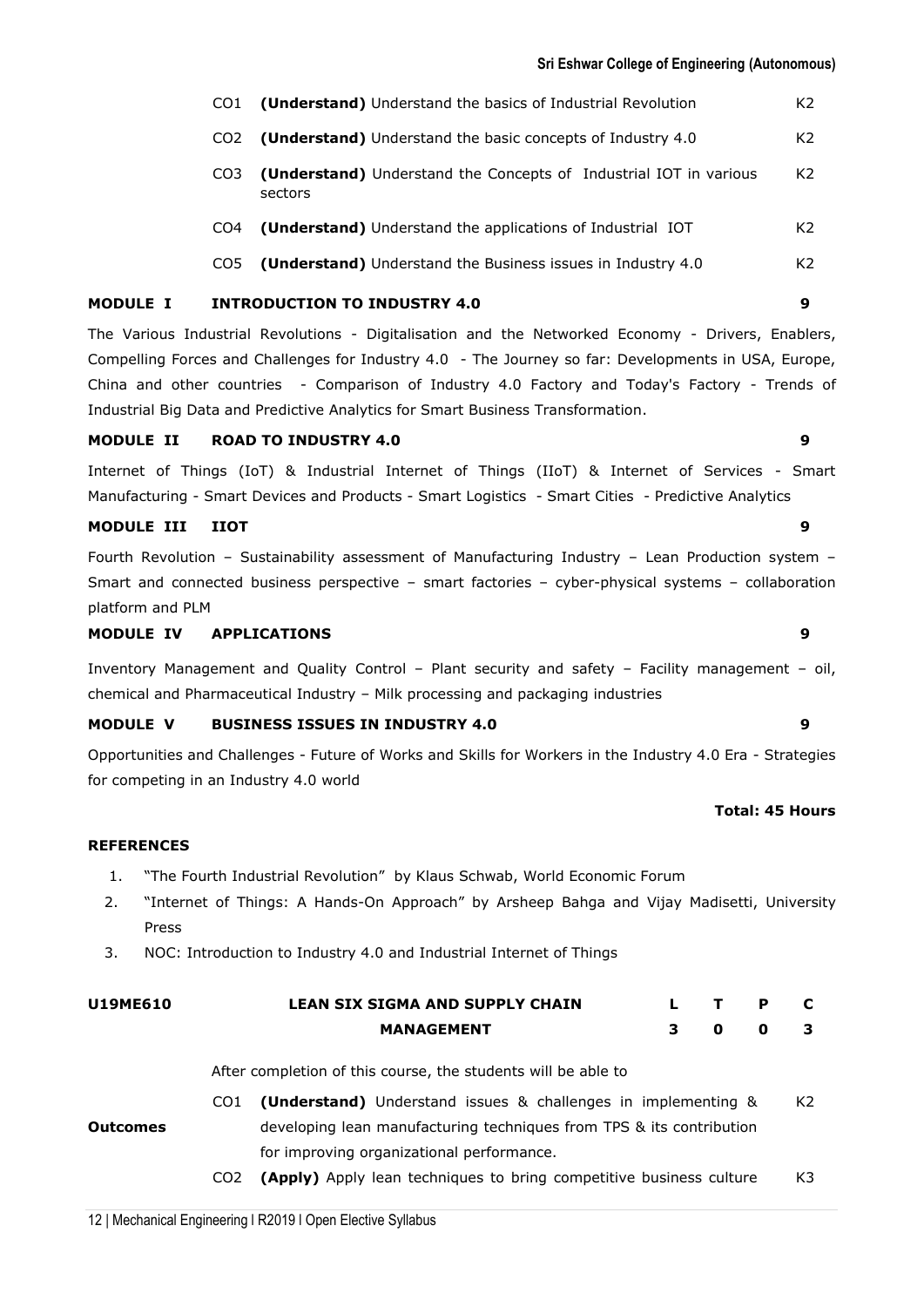| | | |
|---|---|---|
| CO1 | **(Understand)** Understand the basics of Industrial Revolution | K2 |
| CO2 | **(Understand)** Understand the basic concepts of Industry 4.0 | K2 |
| CO3 | **(Understand)** Understand the Concepts of Industrial IOT in various sectors | K2 |
| CO4 | **(Understand)** Understand the applications of Industrial IOT | K2 |
| CO5 | **(Understand)** Understand the Business issues in Industry 4.0 | K2 |

**MODULE I INTRODUCTION TO INDUSTRY 4.0** **9**

The Various Industrial Revolutions - Digitalisation and the Networked Economy - Drivers, Enablers, Compelling Forces and Challenges for Industry 4.0 - The Journey so far: Developments in USA, Europe, China and other countries - Comparison of Industry 4.0 Factory and Today's Factory - Trends of Industrial Big Data and Predictive Analytics for Smart Business Transformation.

**MODULE II ROAD TO INDUSTRY 4.0** **9**

Internet of Things (IoT) & Industrial Internet of Things (IIoT) & Internet of Services - Smart Manufacturing - Smart Devices and Products - Smart Logistics - Smart Cities - Predictive Analytics

**MODULE III IIOT** **9**

Fourth Revolution – Sustainability assessment of Manufacturing Industry – Lean Production system – Smart and connected business perspective – smart factories – cyber-physical systems – collaboration platform and PLM

**MODULE IV APPLICATIONS** **9**

Inventory Management and Quality Control – Plant security and safety – Facility management – oil, chemical and Pharmaceutical Industry – Milk processing and packaging industries

**MODULE V BUSINESS ISSUES IN INDUSTRY 4.0** **9**

Opportunities and Challenges - Future of Works and Skills for Workers in the Industry 4.0 Era - Strategies for competing in an Industry 4.0 world

**Total: 45 Hours**

**REFERENCES**

1. "The Fourth Industrial Revolution" by Klaus Schwab, World Economic Forum
2. "Internet of Things: A Hands-On Approach" by Arsheep Bahga and Vijay Madisetti, University Press
3. NOC: Introduction to Industry 4.0 and Industrial Internet of Things

| **U19ME610** | **LEAN SIX SIGMA AND SUPPLY CHAIN MANAGEMENT** | **L** | **T** | **P** | **C** |
|---|---|---|---|---|---|
| | | **3** | **0** | **0** | **3** |

After completion of this course, the students will be able to

| **Outcomes** | | | |
|---|---|---|---|
| | CO1 | **(Understand)** Understand issues & challenges in implementing & developing lean manufacturing techniques from TPS & its contribution for improving organizational performance. | K2 |
| | CO2 | **(Apply)** Apply lean techniques to bring competitive business culture | K3 |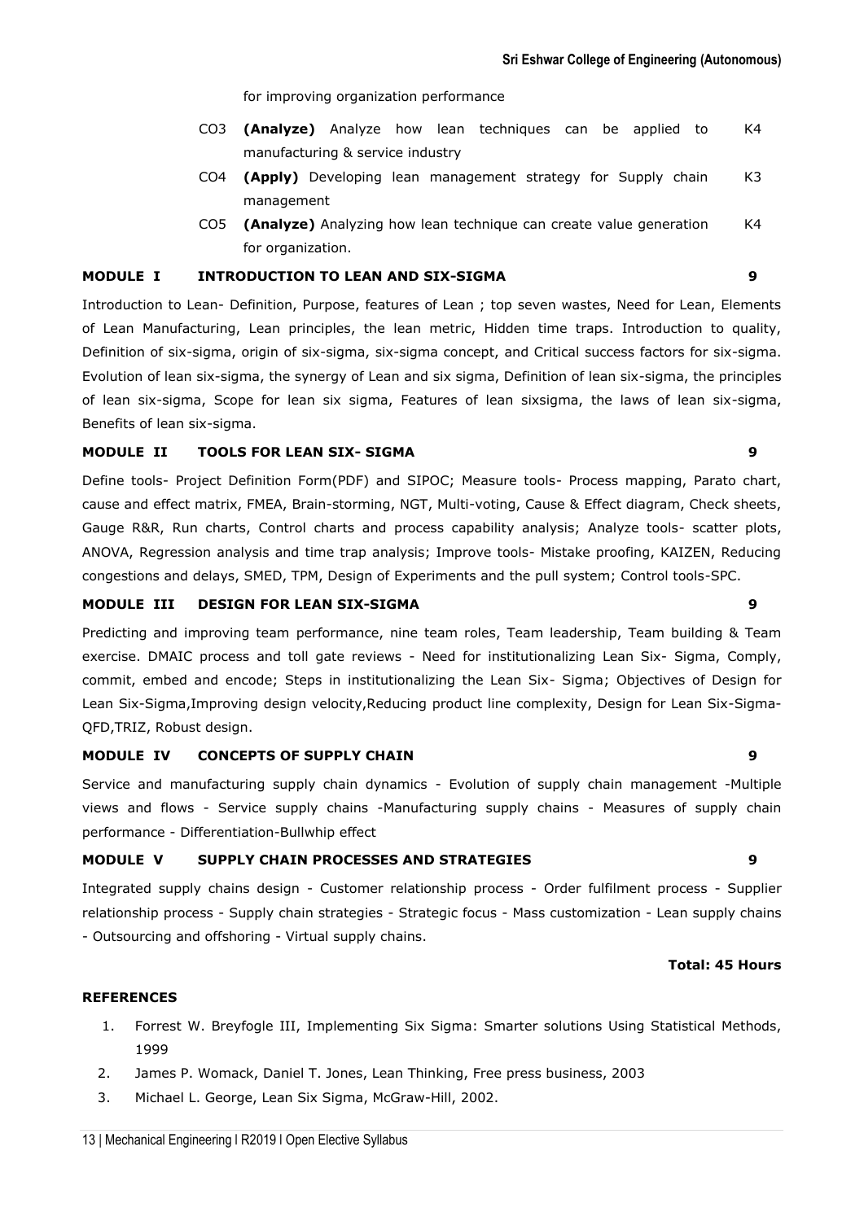for improving organization performance

| | | |
|---|---|---|
| CO3 | **(Analyze)** Analyze how lean techniques can be applied to manufacturing & service industry | K4 |
| CO4 | **(Apply)** Developing lean management strategy for Supply chain management | K3 |
| CO5 | **(Analyze)** Analyzing how lean technique can create value generation for organization. | K4 |

### MODULE I INTRODUCTION TO LEAN AND SIX-SIGMA — 9

Introduction to Lean- Definition, Purpose, features of Lean ; top seven wastes, Need for Lean, Elements of Lean Manufacturing, Lean principles, the lean metric, Hidden time traps. Introduction to quality, Definition of six-sigma, origin of six-sigma, six-sigma concept, and Critical success factors for six-sigma. Evolution of lean six-sigma, the synergy of Lean and six sigma, Definition of lean six-sigma, the principles of lean six-sigma, Scope for lean six sigma, Features of lean sixsigma, the laws of lean six-sigma, Benefits of lean six-sigma.

### MODULE II TOOLS FOR LEAN SIX- SIGMA — 9

Define tools- Project Definition Form(PDF) and SIPOC; Measure tools- Process mapping, Parato chart, cause and effect matrix, FMEA, Brain-storming, NGT, Multi-voting, Cause & Effect diagram, Check sheets, Gauge R&R, Run charts, Control charts and process capability analysis; Analyze tools- scatter plots, ANOVA, Regression analysis and time trap analysis; Improve tools- Mistake proofing, KAIZEN, Reducing congestions and delays, SMED, TPM, Design of Experiments and the pull system; Control tools-SPC.

### MODULE III DESIGN FOR LEAN SIX-SIGMA — 9

Predicting and improving team performance, nine team roles, Team leadership, Team building & Team exercise. DMAIC process and toll gate reviews - Need for institutionalizing Lean Six- Sigma, Comply, commit, embed and encode; Steps in institutionalizing the Lean Six- Sigma; Objectives of Design for Lean Six-Sigma,Improving design velocity,Reducing product line complexity, Design for Lean Six-Sigma-QFD,TRIZ, Robust design.

### MODULE IV CONCEPTS OF SUPPLY CHAIN — 9

Service and manufacturing supply chain dynamics - Evolution of supply chain management -Multiple views and flows - Service supply chains -Manufacturing supply chains - Measures of supply chain performance - Differentiation-Bullwhip effect

### MODULE V SUPPLY CHAIN PROCESSES AND STRATEGIES — 9

Integrated supply chains design - Customer relationship process - Order fulfilment process - Supplier relationship process - Supply chain strategies - Strategic focus - Mass customization - Lean supply chains - Outsourcing and offshoring - Virtual supply chains.

**Total: 45 Hours**

### REFERENCES

1. Forrest W. Breyfogle III, Implementing Six Sigma: Smarter solutions Using Statistical Methods, 1999
2. James P. Womack, Daniel T. Jones, Lean Thinking, Free press business, 2003
3. Michael L. George, Lean Six Sigma, McGraw-Hill, 2002.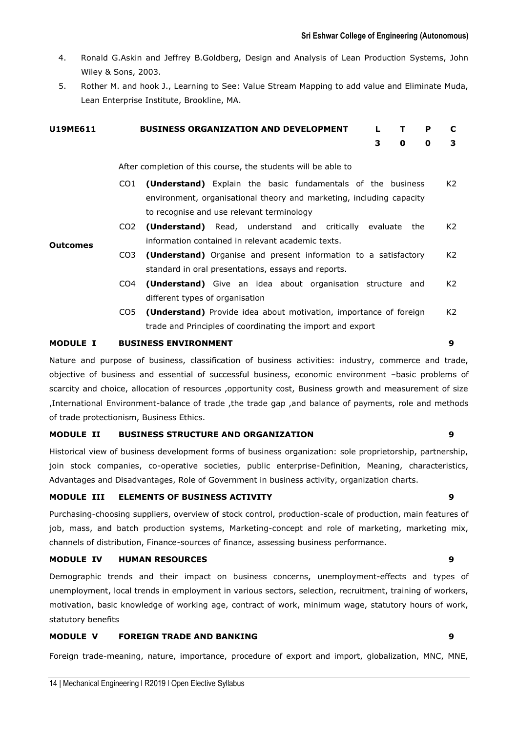4. Ronald G.Askin and Jeffrey B.Goldberg, Design and Analysis of Lean Production Systems, John Wiley & Sons, 2003.
5. Rother M. and hook J., Learning to See: Value Stream Mapping to add value and Eliminate Muda, Lean Enterprise Institute, Brookline, MA.

| **U19ME611** | **BUSINESS ORGANIZATION AND DEVELOPMENT** | **L** | **T** | **P** | **C** |
|---|---|---|---|---|---|
| | | **3** | **0** | **0** | **3** |

| | | After completion of this course, the students will be able to | |
|---|---|---|---|
| **Outcomes** | CO1 | **(Understand)** Explain the basic fundamentals of the business environment, organisational theory and marketing, including capacity to recognise and use relevant terminology | K2 |
| | CO2 | **(Understand)** Read, understand and critically evaluate the information contained in relevant academic texts. | K2 |
| | CO3 | **(Understand)** Organise and present information to a satisfactory standard in oral presentations, essays and reports. | K2 |
| | CO4 | **(Understand)** Give an idea about organisation structure and different types of organisation | K2 |
| | CO5 | **(Understand)** Provide idea about motivation, importance of foreign trade and Principles of coordinating the import and export | K2 |

**MODULE I BUSINESS ENVIRONMENT** **9**

Nature and purpose of business, classification of business activities: industry, commerce and trade, objective of business and essential of successful business, economic environment –basic problems of scarcity and choice, allocation of resources ,opportunity cost, Business growth and measurement of size ,International Environment-balance of trade ,the trade gap ,and balance of payments, role and methods of trade protectionism, Business Ethics.

**MODULE II BUSINESS STRUCTURE AND ORGANIZATION** **9**

Historical view of business development forms of business organization: sole proprietorship, partnership, join stock companies, co-operative societies, public enterprise-Definition, Meaning, characteristics, Advantages and Disadvantages, Role of Government in business activity, organization charts.

**MODULE III ELEMENTS OF BUSINESS ACTIVITY** **9**

Purchasing-choosing suppliers, overview of stock control, production-scale of production, main features of job, mass, and batch production systems, Marketing-concept and role of marketing, marketing mix, channels of distribution, Finance-sources of finance, assessing business performance.

**MODULE IV HUMAN RESOURCES** **9**

Demographic trends and their impact on business concerns, unemployment-effects and types of unemployment, local trends in employment in various sectors, selection, recruitment, training of workers, motivation, basic knowledge of working age, contract of work, minimum wage, statutory hours of work, statutory benefits

**MODULE V FOREIGN TRADE AND BANKING** **9**

Foreign trade-meaning, nature, importance, procedure of export and import, globalization, MNC, MNE,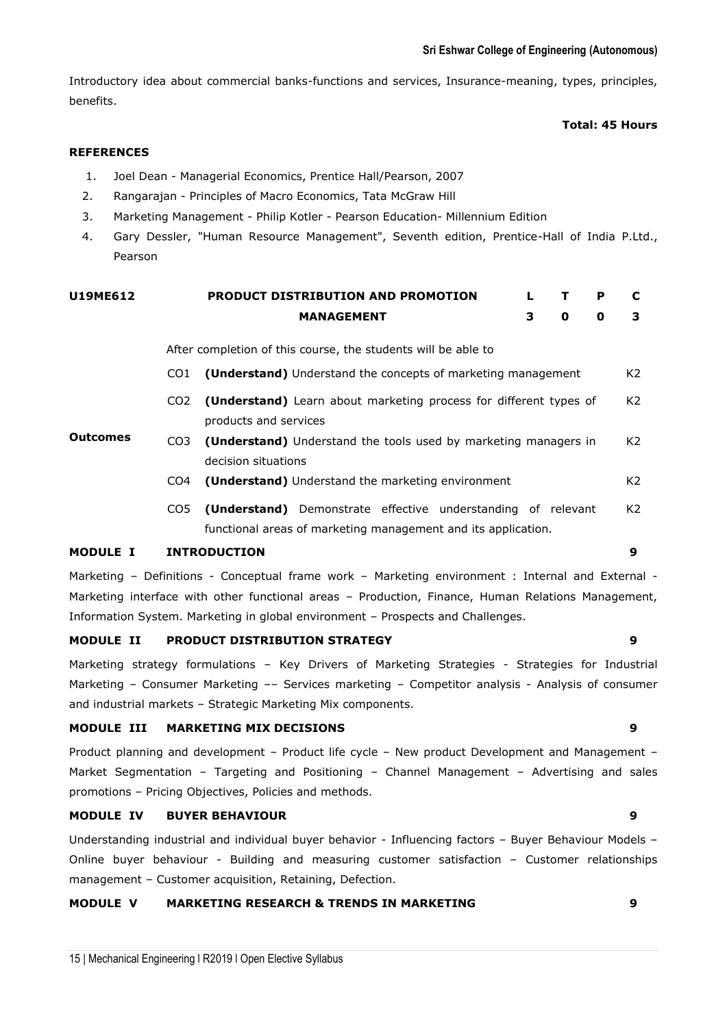Introductory idea about commercial banks-functions and services, Insurance-meaning, types, principles, benefits.

**Total: 45 Hours**

**REFERENCES**

1. Joel Dean - Managerial Economics, Prentice Hall/Pearson, 2007
2. Rangarajan - Principles of Macro Economics, Tata McGraw Hill
3. Marketing Management - Philip Kotler - Pearson Education- Millennium Edition
4. Gary Dessler, "Human Resource Management", Seventh edition, Prentice-Hall of India P.Ltd., Pearson

| **U19ME612** | **PRODUCT DISTRIBUTION AND PROMOTION MANAGEMENT** | **L** | **T** | **P** | **C** |
|---|---|---|---|---|---|
| | | **3** | **0** | **0** | **3** |

**Outcomes**

After completion of this course, the students will be able to

| | | |
|---|---|---|
| CO1 | **(Understand)** Understand the concepts of marketing management | K2 |
| CO2 | **(Understand)** Learn about marketing process for different types of products and services | K2 |
| CO3 | **(Understand)** Understand the tools used by marketing managers in decision situations | K2 |
| CO4 | **(Understand)** Understand the marketing environment | K2 |
| CO5 | **(Understand)** Demonstrate effective understanding of relevant functional areas of marketing management and its application. | K2 |

**MODULE I INTRODUCTION** **9**

Marketing – Definitions - Conceptual frame work – Marketing environment : Internal and External - Marketing interface with other functional areas – Production, Finance, Human Relations Management, Information System. Marketing in global environment – Prospects and Challenges.

**MODULE II PRODUCT DISTRIBUTION STRATEGY** **9**

Marketing strategy formulations – Key Drivers of Marketing Strategies - Strategies for Industrial Marketing – Consumer Marketing –– Services marketing – Competitor analysis - Analysis of consumer and industrial markets – Strategic Marketing Mix components.

**MODULE III MARKETING MIX DECISIONS** **9**

Product planning and development – Product life cycle – New product Development and Management – Market Segmentation – Targeting and Positioning – Channel Management – Advertising and sales promotions – Pricing Objectives, Policies and methods.

**MODULE IV BUYER BEHAVIOUR** **9**

Understanding industrial and individual buyer behavior - Influencing factors – Buyer Behaviour Models – Online buyer behaviour - Building and measuring customer satisfaction – Customer relationships management – Customer acquisition, Retaining, Defection.

**MODULE V MARKETING RESEARCH & TRENDS IN MARKETING** **9**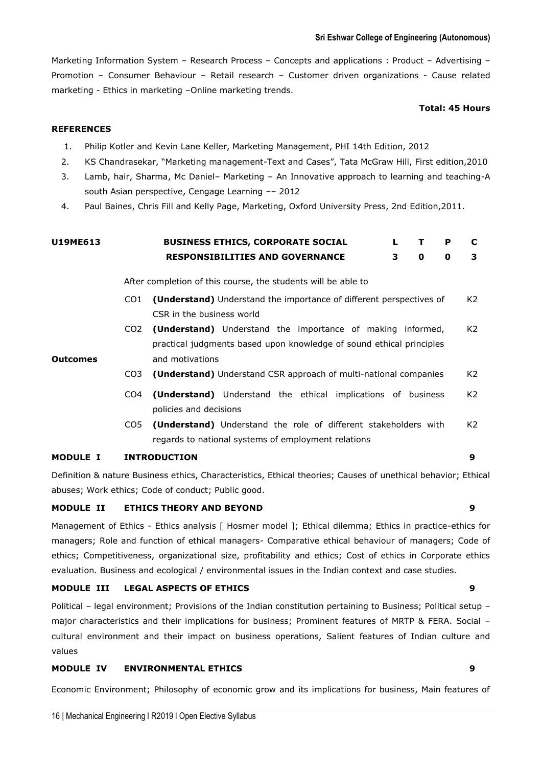Marketing Information System – Research Process – Concepts and applications : Product – Advertising – Promotion – Consumer Behaviour – Retail research – Customer driven organizations - Cause related marketing - Ethics in marketing –Online marketing trends.

**Total: 45 Hours**

**REFERENCES**

1. Philip Kotler and Kevin Lane Keller, Marketing Management, PHI 14th Edition, 2012
2. KS Chandrasekar, "Marketing management-Text and Cases", Tata McGraw Hill, First edition,2010
3. Lamb, hair, Sharma, Mc Daniel– Marketing – An Innovative approach to learning and teaching-A south Asian perspective, Cengage Learning –– 2012
4. Paul Baines, Chris Fill and Kelly Page, Marketing, Oxford University Press, 2nd Edition,2011.

| **U19ME613** | **BUSINESS ETHICS, CORPORATE SOCIAL RESPONSIBILITIES AND GOVERNANCE** | **L** | **T** | **P** | **C** |
|---|---|---|---|---|---|
| | | **3** | **0** | **0** | **3** |

After completion of this course, the students will be able to

| | | | |
|---|---|---|---|
| **Outcomes** | CO1 | **(Understand)** Understand the importance of different perspectives of CSR in the business world | K2 |
| | CO2 | **(Understand)** Understand the importance of making informed, practical judgments based upon knowledge of sound ethical principles and motivations | K2 |
| | CO3 | **(Understand)** Understand CSR approach of multi-national companies | K2 |
| | CO4 | **(Understand)** Understand the ethical implications of business policies and decisions | K2 |
| | CO5 | **(Understand)** Understand the role of different stakeholders with regards to national systems of employment relations | K2 |

**MODULE I INTRODUCTION 9**

Definition & nature Business ethics, Characteristics, Ethical theories; Causes of unethical behavior; Ethical abuses; Work ethics; Code of conduct; Public good.

**MODULE II ETHICS THEORY AND BEYOND 9**

Management of Ethics - Ethics analysis [ Hosmer model ]; Ethical dilemma; Ethics in practice-ethics for managers; Role and function of ethical managers- Comparative ethical behaviour of managers; Code of ethics; Competitiveness, organizational size, profitability and ethics; Cost of ethics in Corporate ethics evaluation. Business and ecological / environmental issues in the Indian context and case studies.

**MODULE III LEGAL ASPECTS OF ETHICS 9**

Political – legal environment; Provisions of the Indian constitution pertaining to Business; Political setup – major characteristics and their implications for business; Prominent features of MRTP & FERA. Social – cultural environment and their impact on business operations, Salient features of Indian culture and values

**MODULE IV ENVIRONMENTAL ETHICS 9**

Economic Environment; Philosophy of economic grow and its implications for business, Main features of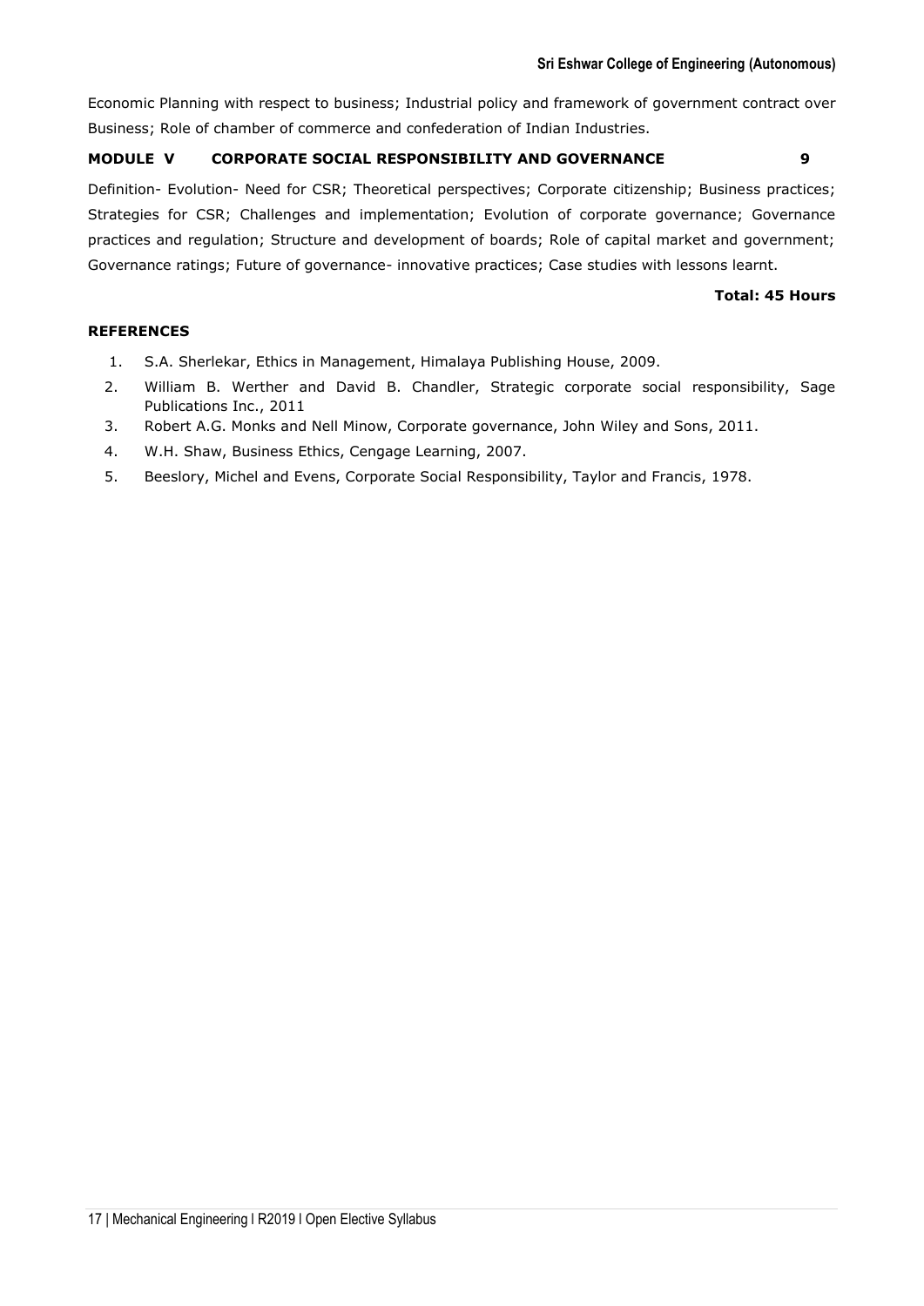Economic Planning with respect to business; Industrial policy and framework of government contract over Business; Role of chamber of commerce and confederation of Indian Industries.

**MODULE V CORPORATE SOCIAL RESPONSIBILITY AND GOVERNANCE 9**

Definition- Evolution- Need for CSR; Theoretical perspectives; Corporate citizenship; Business practices; Strategies for CSR; Challenges and implementation; Evolution of corporate governance; Governance practices and regulation; Structure and development of boards; Role of capital market and government; Governance ratings; Future of governance- innovative practices; Case studies with lessons learnt.

**Total: 45 Hours**

**REFERENCES**

1. S.A. Sherlekar, Ethics in Management, Himalaya Publishing House, 2009.
2. William B. Werther and David B. Chandler, Strategic corporate social responsibility, Sage Publications Inc., 2011
3. Robert A.G. Monks and Nell Minow, Corporate governance, John Wiley and Sons, 2011.
4. W.H. Shaw, Business Ethics, Cengage Learning, 2007.
5. Beeslory, Michel and Evens, Corporate Social Responsibility, Taylor and Francis, 1978.